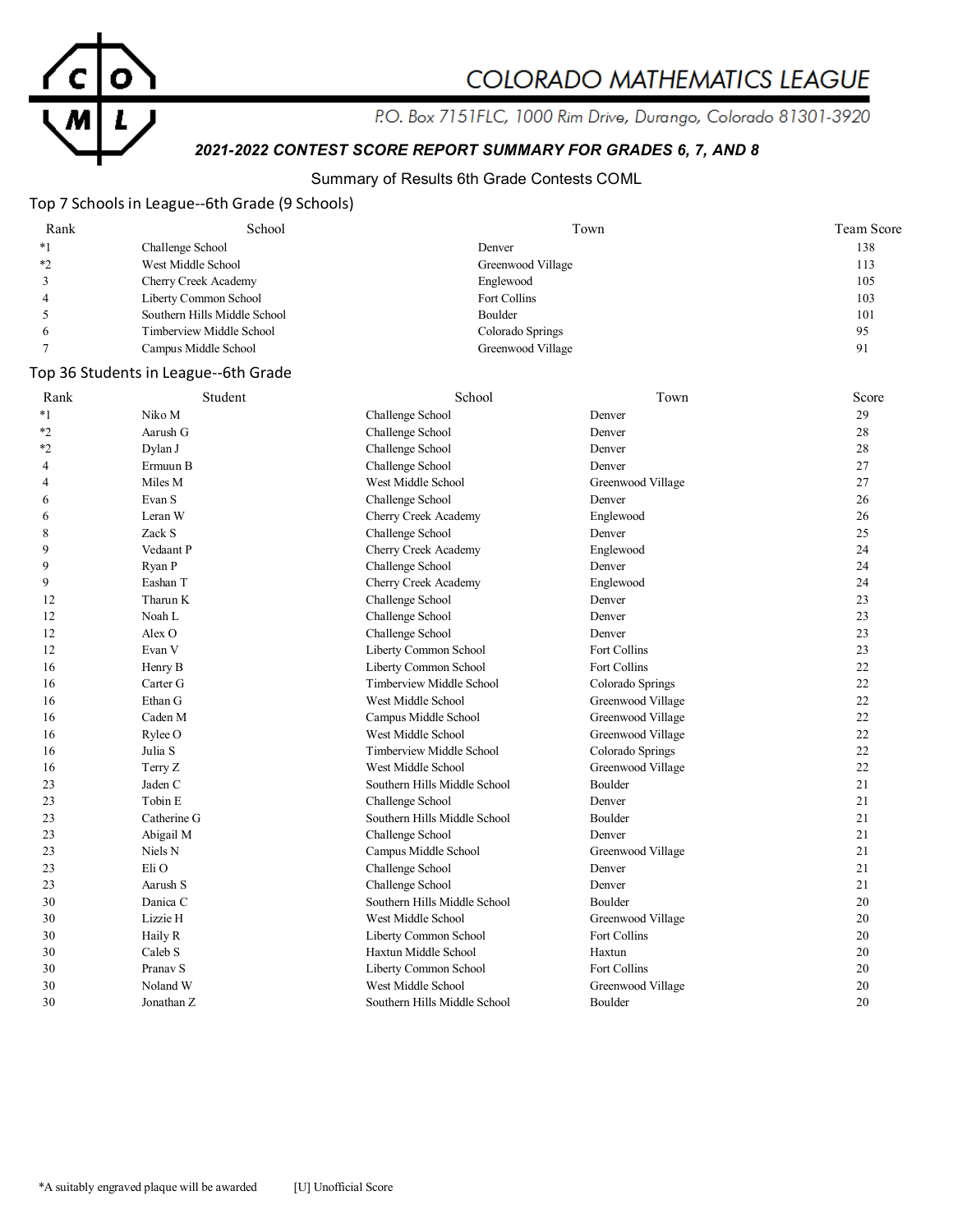# COLORADO MATHEMATICS LEAGUE

P.O. Box 7151FLC, 1000 Rim Drive, Durango, Colorado 81301-3920

***2021-2022 CONTEST SCORE REPORT SUMMARY FOR GRADES 6, 7, AND 8***

Summary of Results 6th Grade Contests COML

## Top 7 Schools in League--6th Grade (9 Schools)

| Rank | School | Town | Team Score |
|---|---|---|---|
| *1 | Challenge School | Denver | 138 |
| *2 | West Middle School | Greenwood Village | 113 |
| 3 | Cherry Creek Academy | Englewood | 105 |
| 4 | Liberty Common School | Fort Collins | 103 |
| 5 | Southern Hills Middle School | Boulder | 101 |
| 6 | Timberview Middle School | Colorado Springs | 95 |
| 7 | Campus Middle School | Greenwood Village | 91 |

## Top 36 Students in League--6th Grade

| Rank | Student | School | Town | Score |
|---|---|---|---|---|
| *1 | Niko M | Challenge School | Denver | 29 |
| *2 | Aarush G | Challenge School | Denver | 28 |
| *2 | Dylan J | Challenge School | Denver | 28 |
| 4 | Ermuun B | Challenge School | Denver | 27 |
| 4 | Miles M | West Middle School | Greenwood Village | 27 |
| 6 | Evan S | Challenge School | Denver | 26 |
| 6 | Leran W | Cherry Creek Academy | Englewood | 26 |
| 8 | Zack S | Challenge School | Denver | 25 |
| 9 | Vedaant P | Cherry Creek Academy | Englewood | 24 |
| 9 | Ryan P | Challenge School | Denver | 24 |
| 9 | Eashan T | Cherry Creek Academy | Englewood | 24 |
| 12 | Tharun K | Challenge School | Denver | 23 |
| 12 | Noah L | Challenge School | Denver | 23 |
| 12 | Alex O | Challenge School | Denver | 23 |
| 12 | Evan V | Liberty Common School | Fort Collins | 23 |
| 16 | Henry B | Liberty Common School | Fort Collins | 22 |
| 16 | Carter G | Timberview Middle School | Colorado Springs | 22 |
| 16 | Ethan G | West Middle School | Greenwood Village | 22 |
| 16 | Caden M | Campus Middle School | Greenwood Village | 22 |
| 16 | Rylee O | West Middle School | Greenwood Village | 22 |
| 16 | Julia S | Timberview Middle School | Colorado Springs | 22 |
| 16 | Terry Z | West Middle School | Greenwood Village | 22 |
| 23 | Jaden C | Southern Hills Middle School | Boulder | 21 |
| 23 | Tobin E | Challenge School | Denver | 21 |
| 23 | Catherine G | Southern Hills Middle School | Boulder | 21 |
| 23 | Abigail M | Challenge School | Denver | 21 |
| 23 | Niels N | Campus Middle School | Greenwood Village | 21 |
| 23 | Eli O | Challenge School | Denver | 21 |
| 23 | Aarush S | Challenge School | Denver | 21 |
| 30 | Danica C | Southern Hills Middle School | Boulder | 20 |
| 30 | Lizzie H | West Middle School | Greenwood Village | 20 |
| 30 | Haily R | Liberty Common School | Fort Collins | 20 |
| 30 | Caleb S | Haxtun Middle School | Haxtun | 20 |
| 30 | Pranav S | Liberty Common School | Fort Collins | 20 |
| 30 | Noland W | West Middle School | Greenwood Village | 20 |
| 30 | Jonathan Z | Southern Hills Middle School | Boulder | 20 |

*A suitably engraved plaque will be awarded [U] Unofficial Score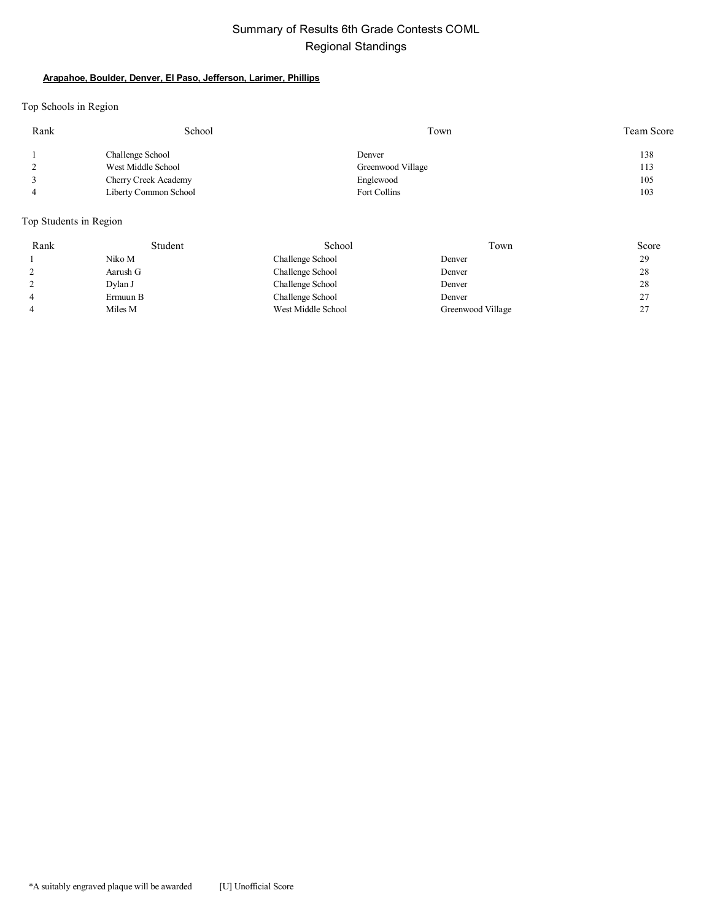# Summary of Results 6th Grade Contests COML

## Regional Standings

**Arapahoe, Boulder, Denver, El Paso, Jefferson, Larimer, Phillips**

Top Schools in Region

| Rank | School | Town | Team Score |
|---|---|---|---|
| 1 | Challenge School | Denver | 138 |
| 2 | West Middle School | Greenwood Village | 113 |
| 3 | Cherry Creek Academy | Englewood | 105 |
| 4 | Liberty Common School | Fort Collins | 103 |

Top Students in Region

| Rank | Student | School | Town | Score |
|---|---|---|---|---|
| 1 | Niko M | Challenge School | Denver | 29 |
| 2 | Aarush G | Challenge School | Denver | 28 |
| 2 | Dylan J | Challenge School | Denver | 28 |
| 4 | Ermuun B | Challenge School | Denver | 27 |
| 4 | Miles M | West Middle School | Greenwood Village | 27 |

*A suitably engraved plaque will be awarded [U] Unofficial Score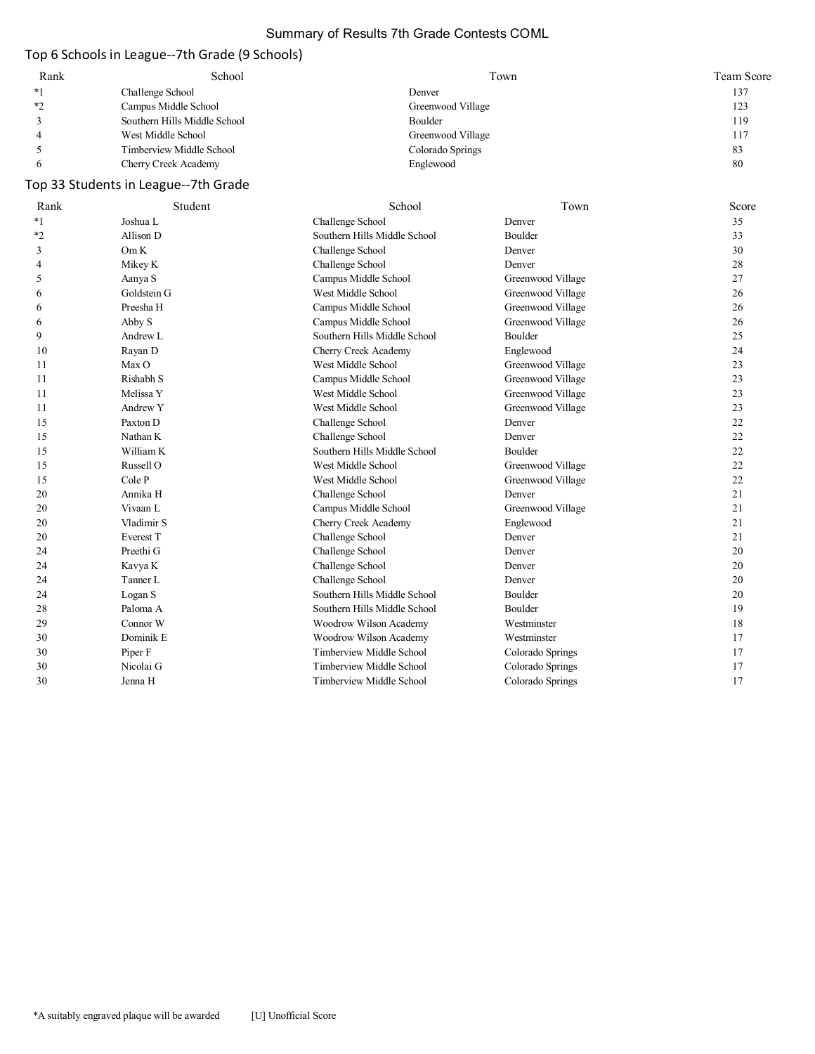# Summary of Results 7th Grade Contests COML

## Top 6 Schools in League--7th Grade (9 Schools)

| Rank | School | Town | Team Score |
|---|---|---|---|
| *1 | Challenge School | Denver | 137 |
| *2 | Campus Middle School | Greenwood Village | 123 |
| 3 | Southern Hills Middle School | Boulder | 119 |
| 4 | West Middle School | Greenwood Village | 117 |
| 5 | Timberview Middle School | Colorado Springs | 83 |
| 6 | Cherry Creek Academy | Englewood | 80 |

## Top 33 Students in League--7th Grade

| Rank | Student | School | Town | Score |
|---|---|---|---|---|
| *1 | Joshua L | Challenge School | Denver | 35 |
| *2 | Allison D | Southern Hills Middle School | Boulder | 33 |
| 3 | Om K | Challenge School | Denver | 30 |
| 4 | Mikey K | Challenge School | Denver | 28 |
| 5 | Aanya S | Campus Middle School | Greenwood Village | 27 |
| 6 | Goldstein G | West Middle School | Greenwood Village | 26 |
| 6 | Preesha H | Campus Middle School | Greenwood Village | 26 |
| 6 | Abby S | Campus Middle School | Greenwood Village | 26 |
| 9 | Andrew L | Southern Hills Middle School | Boulder | 25 |
| 10 | Rayan D | Cherry Creek Academy | Englewood | 24 |
| 11 | Max O | West Middle School | Greenwood Village | 23 |
| 11 | Rishabh S | Campus Middle School | Greenwood Village | 23 |
| 11 | Melissa Y | West Middle School | Greenwood Village | 23 |
| 11 | Andrew Y | West Middle School | Greenwood Village | 23 |
| 15 | Paxton D | Challenge School | Denver | 22 |
| 15 | Nathan K | Challenge School | Denver | 22 |
| 15 | William K | Southern Hills Middle School | Boulder | 22 |
| 15 | Russell O | West Middle School | Greenwood Village | 22 |
| 15 | Cole P | West Middle School | Greenwood Village | 22 |
| 20 | Annika H | Challenge School | Denver | 21 |
| 20 | Vivaan L | Campus Middle School | Greenwood Village | 21 |
| 20 | Vladimir S | Cherry Creek Academy | Englewood | 21 |
| 20 | Everest T | Challenge School | Denver | 21 |
| 24 | Preethi G | Challenge School | Denver | 20 |
| 24 | Kavya K | Challenge School | Denver | 20 |
| 24 | Tanner L | Challenge School | Denver | 20 |
| 24 | Logan S | Southern Hills Middle School | Boulder | 20 |
| 28 | Paloma A | Southern Hills Middle School | Boulder | 19 |
| 29 | Connor W | Woodrow Wilson Academy | Westminster | 18 |
| 30 | Dominik E | Woodrow Wilson Academy | Westminster | 17 |
| 30 | Piper F | Timberview Middle School | Colorado Springs | 17 |
| 30 | Nicolai G | Timberview Middle School | Colorado Springs | 17 |
| 30 | Jenna H | Timberview Middle School | Colorado Springs | 17 |

*A suitably engraved plaque will be awarded  [U] Unofficial Score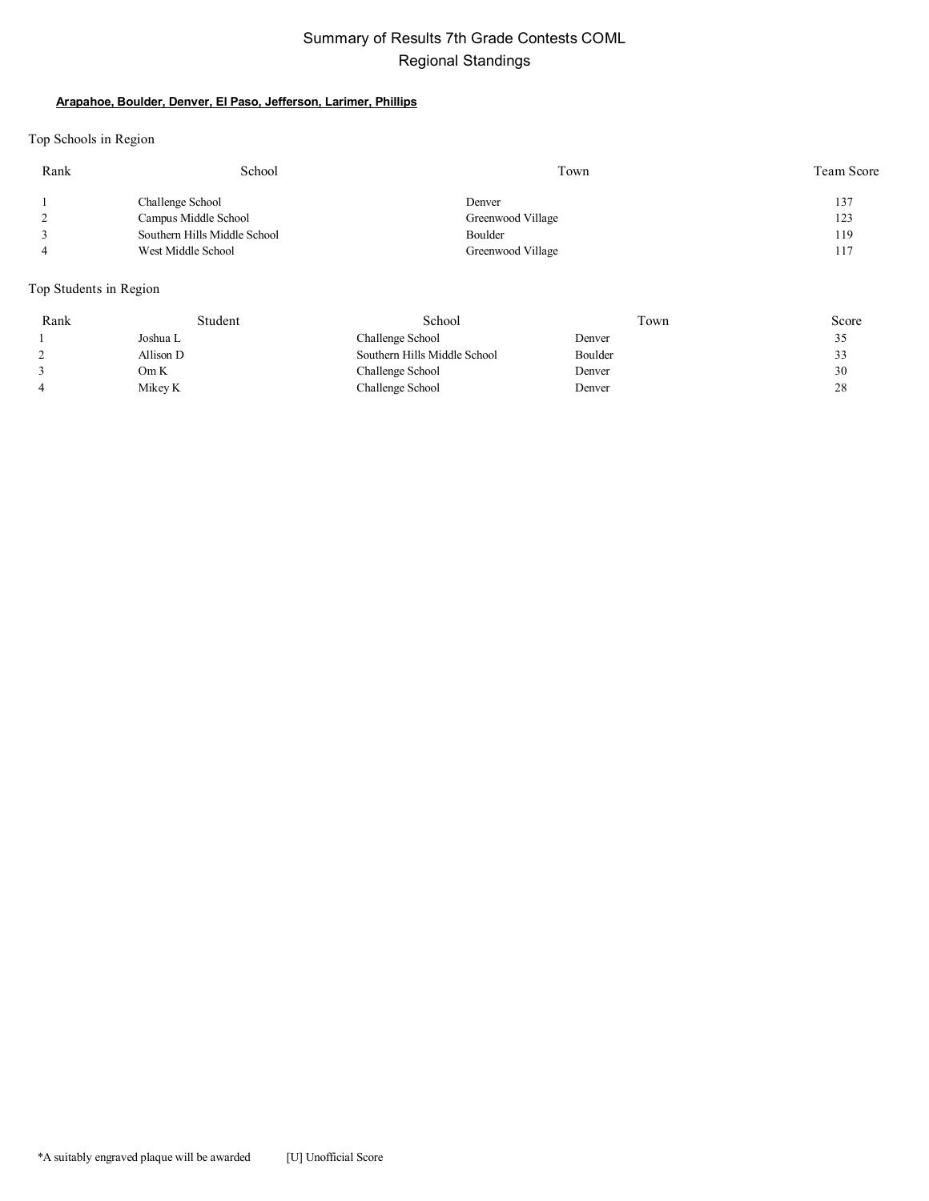# Summary of Results 7th Grade Contests COML
## Regional Standings

**Arapahoe, Boulder, Denver, El Paso, Jefferson, Larimer, Phillips**

Top Schools in Region

| Rank | School | Town | Team Score |
|---|---|---|---|
| 1 | Challenge School | Denver | 137 |
| 2 | Campus Middle School | Greenwood Village | 123 |
| 3 | Southern Hills Middle School | Boulder | 119 |
| 4 | West Middle School | Greenwood Village | 117 |

Top Students in Region

| Rank | Student | School | Town | Score |
|---|---|---|---|---|
| 1 | Joshua L | Challenge School | Denver | 35 |
| 2 | Allison D | Southern Hills Middle School | Boulder | 33 |
| 3 | Om K | Challenge School | Denver | 30 |
| 4 | Mikey K | Challenge School | Denver | 28 |

*A suitably engraved plaque will be awarded [U] Unofficial Score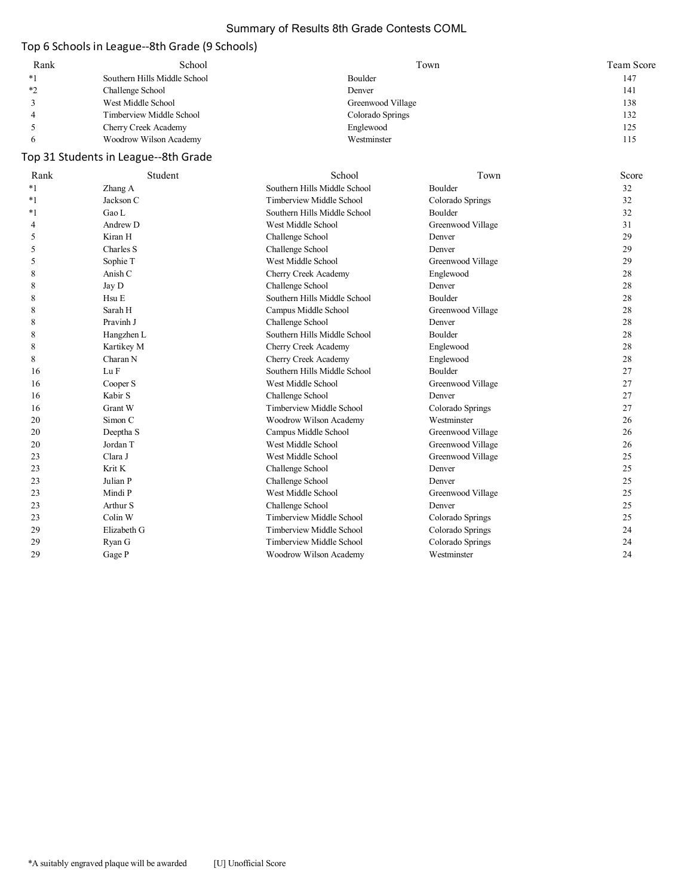# Summary of Results 8th Grade Contests COML

## Top 6 Schools in League--8th Grade (9 Schools)

| Rank | School | Town | Team Score |
|---|---|---|---|
| *1 | Southern Hills Middle School | Boulder | 147 |
| *2 | Challenge School | Denver | 141 |
| 3 | West Middle School | Greenwood Village | 138 |
| 4 | Timberview Middle School | Colorado Springs | 132 |
| 5 | Cherry Creek Academy | Englewood | 125 |
| 6 | Woodrow Wilson Academy | Westminster | 115 |

## Top 31 Students in League--8th Grade

| Rank | Student | School | Town | Score |
|---|---|---|---|---|
| *1 | Zhang A | Southern Hills Middle School | Boulder | 32 |
| *1 | Jackson C | Timberview Middle School | Colorado Springs | 32 |
| *1 | Gao L | Southern Hills Middle School | Boulder | 32 |
| 4 | Andrew D | West Middle School | Greenwood Village | 31 |
| 5 | Kiran H | Challenge School | Denver | 29 |
| 5 | Charles S | Challenge School | Denver | 29 |
| 5 | Sophie T | West Middle School | Greenwood Village | 29 |
| 8 | Anish C | Cherry Creek Academy | Englewood | 28 |
| 8 | Jay D | Challenge School | Denver | 28 |
| 8 | Hsu E | Southern Hills Middle School | Boulder | 28 |
| 8 | Sarah H | Campus Middle School | Greenwood Village | 28 |
| 8 | Pravinh J | Challenge School | Denver | 28 |
| 8 | Hangzhen L | Southern Hills Middle School | Boulder | 28 |
| 8 | Kartikey M | Cherry Creek Academy | Englewood | 28 |
| 8 | Charan N | Cherry Creek Academy | Englewood | 28 |
| 16 | Lu F | Southern Hills Middle School | Boulder | 27 |
| 16 | Cooper S | West Middle School | Greenwood Village | 27 |
| 16 | Kabir S | Challenge School | Denver | 27 |
| 16 | Grant W | Timberview Middle School | Colorado Springs | 27 |
| 20 | Simon C | Woodrow Wilson Academy | Westminster | 26 |
| 20 | Deeptha S | Campus Middle School | Greenwood Village | 26 |
| 20 | Jordan T | West Middle School | Greenwood Village | 26 |
| 23 | Clara J | West Middle School | Greenwood Village | 25 |
| 23 | Krit K | Challenge School | Denver | 25 |
| 23 | Julian P | Challenge School | Denver | 25 |
| 23 | Mindi P | West Middle School | Greenwood Village | 25 |
| 23 | Arthur S | Challenge School | Denver | 25 |
| 23 | Colin W | Timberview Middle School | Colorado Springs | 25 |
| 29 | Elizabeth G | Timberview Middle School | Colorado Springs | 24 |
| 29 | Ryan G | Timberview Middle School | Colorado Springs | 24 |
| 29 | Gage P | Woodrow Wilson Academy | Westminster | 24 |

*A suitably engraved plaque will be awarded [U] Unofficial Score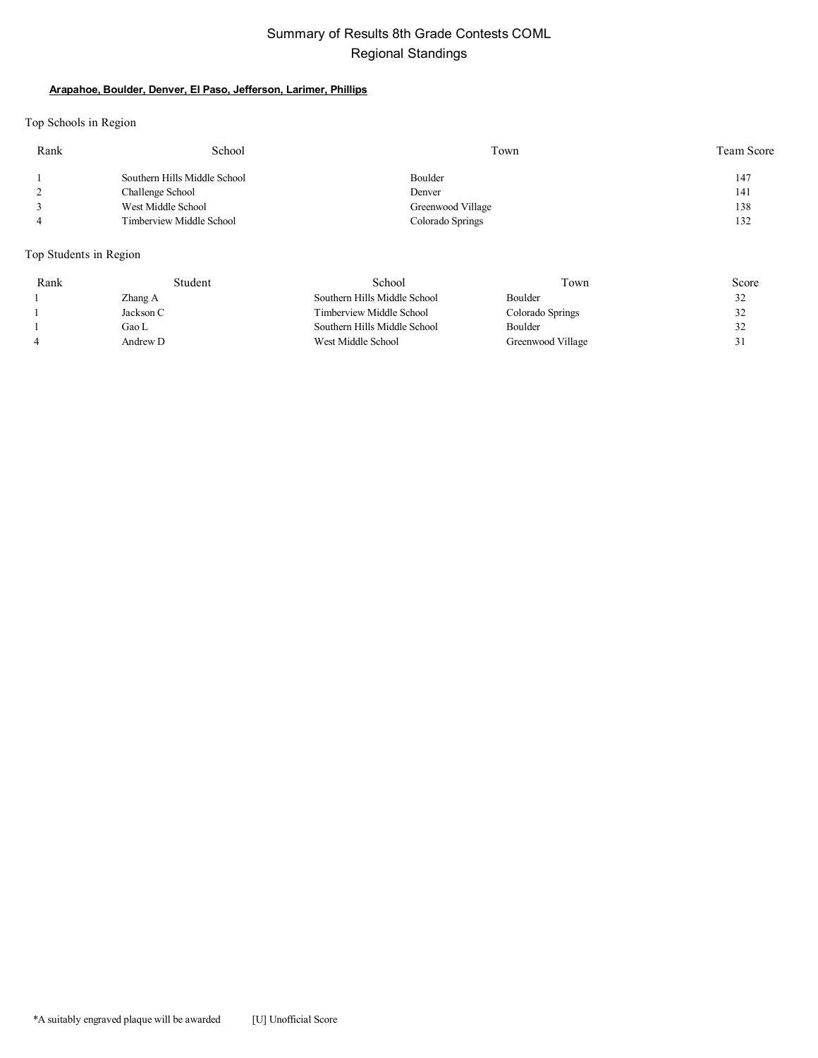# Summary of Results 8th Grade Contests COML
## Regional Standings

**Arapahoe, Boulder, Denver, El Paso, Jefferson, Larimer, Phillips**

Top Schools in Region

| Rank | School | Town | Team Score |
|---|---|---|---|
| 1 | Southern Hills Middle School | Boulder | 147 |
| 2 | Challenge School | Denver | 141 |
| 3 | West Middle School | Greenwood Village | 138 |
| 4 | Timberview Middle School | Colorado Springs | 132 |

Top Students in Region

| Rank | Student | School | Town | Score |
|---|---|---|---|---|
| 1 | Zhang A | Southern Hills Middle School | Boulder | 32 |
| 1 | Jackson C | Timberview Middle School | Colorado Springs | 32 |
| 1 | Gao L | Southern Hills Middle School | Boulder | 32 |
| 4 | Andrew D | West Middle School | Greenwood Village | 31 |

*A suitably engraved plaque will be awarded [U] Unofficial Score